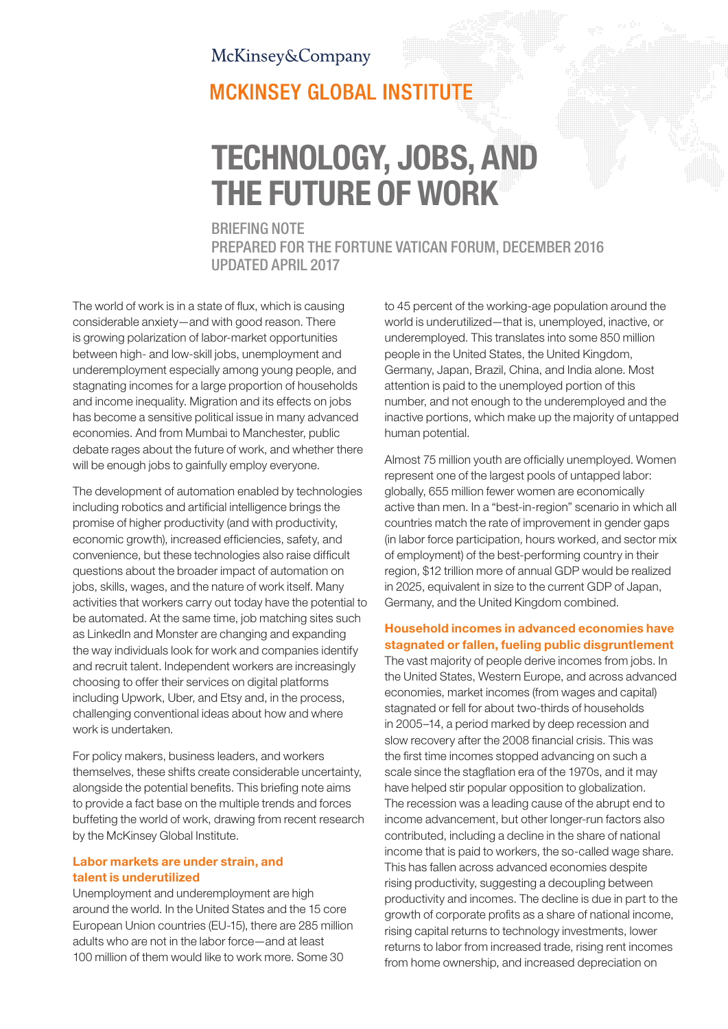McKinsey&Company

MCKINSEY GLOBAL INSTITUTE

# TECHNOLOGY, JOBS, AND THE FUTURE OF WORK

BRIEFING NOTE
PREPARED FOR THE FORTUNE VATICAN FORUM, DECEMBER 2016
UPDATED APRIL 2017

The world of work is in a state of flux, which is causing considerable anxiety—and with good reason. There is growing polarization of labor-market opportunities between high- and low-skill jobs, unemployment and underemployment especially among young people, and stagnating incomes for a large proportion of households and income inequality. Migration and its effects on jobs has become a sensitive political issue in many advanced economies. And from Mumbai to Manchester, public debate rages about the future of work, and whether there will be enough jobs to gainfully employ everyone.

The development of automation enabled by technologies including robotics and artificial intelligence brings the promise of higher productivity (and with productivity, economic growth), increased efficiencies, safety, and convenience, but these technologies also raise difficult questions about the broader impact of automation on jobs, skills, wages, and the nature of work itself. Many activities that workers carry out today have the potential to be automated. At the same time, job matching sites such as LinkedIn and Monster are changing and expanding the way individuals look for work and companies identify and recruit talent. Independent workers are increasingly choosing to offer their services on digital platforms including Upwork, Uber, and Etsy and, in the process, challenging conventional ideas about how and where work is undertaken.

For policy makers, business leaders, and workers themselves, these shifts create considerable uncertainty, alongside the potential benefits. This briefing note aims to provide a fact base on the multiple trends and forces buffeting the world of work, drawing from recent research by the McKinsey Global Institute.

### Labor markets are under strain, and talent is underutilized

Unemployment and underemployment are high around the world. In the United States and the 15 core European Union countries (EU-15), there are 285 million adults who are not in the labor force—and at least 100 million of them would like to work more. Some 30 to 45 percent of the working-age population around the world is underutilized—that is, unemployed, inactive, or underemployed. This translates into some 850 million people in the United States, the United Kingdom, Germany, Japan, Brazil, China, and India alone. Most attention is paid to the unemployed portion of this number, and not enough to the underemployed and the inactive portions, which make up the majority of untapped human potential.

Almost 75 million youth are officially unemployed. Women represent one of the largest pools of untapped labor: globally, 655 million fewer women are economically active than men. In a "best-in-region" scenario in which all countries match the rate of improvement in gender gaps (in labor force participation, hours worked, and sector mix of employment) of the best-performing country in their region, $12 trillion more of annual GDP would be realized in 2025, equivalent in size to the current GDP of Japan, Germany, and the United Kingdom combined.

### Household incomes in advanced economies have stagnated or fallen, fueling public disgruntlement

The vast majority of people derive incomes from jobs. In the United States, Western Europe, and across advanced economies, market incomes (from wages and capital) stagnated or fell for about two-thirds of households in 2005–14, a period marked by deep recession and slow recovery after the 2008 financial crisis. This was the first time incomes stopped advancing on such a scale since the stagflation era of the 1970s, and it may have helped stir popular opposition to globalization. The recession was a leading cause of the abrupt end to income advancement, but other longer-run factors also contributed, including a decline in the share of national income that is paid to workers, the so-called wage share. This has fallen across advanced economies despite rising productivity, suggesting a decoupling between productivity and incomes. The decline is due in part to the growth of corporate profits as a share of national income, rising capital returns to technology investments, lower returns to labor from increased trade, rising rent incomes from home ownership, and increased depreciation on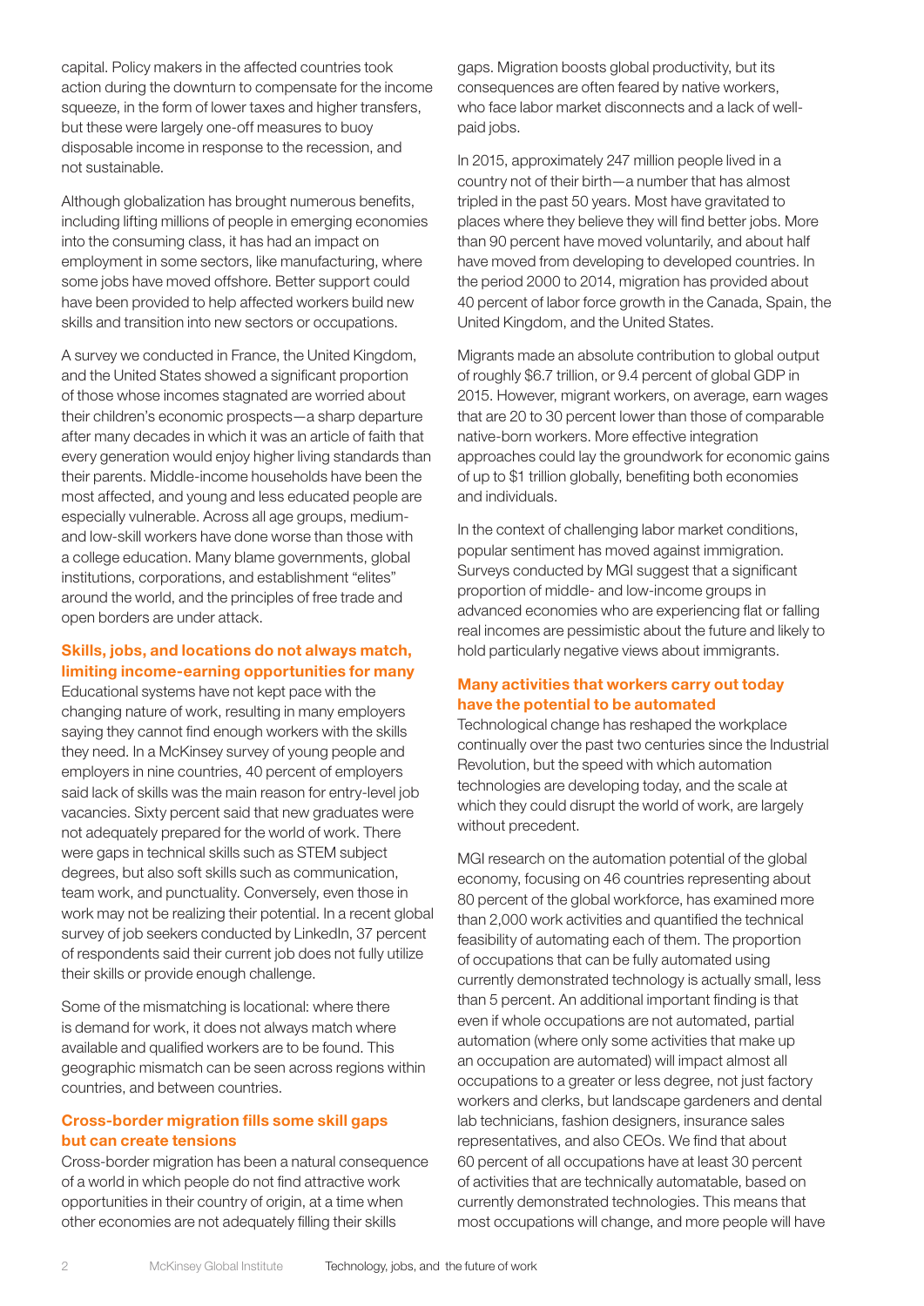capital. Policy makers in the affected countries took action during the downturn to compensate for the income squeeze, in the form of lower taxes and higher transfers, but these were largely one-off measures to buoy disposable income in response to the recession, and not sustainable.

Although globalization has brought numerous benefits, including lifting millions of people in emerging economies into the consuming class, it has had an impact on employment in some sectors, like manufacturing, where some jobs have moved offshore. Better support could have been provided to help affected workers build new skills and transition into new sectors or occupations.

A survey we conducted in France, the United Kingdom, and the United States showed a significant proportion of those whose incomes stagnated are worried about their children's economic prospects—a sharp departure after many decades in which it was an article of faith that every generation would enjoy higher living standards than their parents. Middle-income households have been the most affected, and young and less educated people are especially vulnerable. Across all age groups, medium- and low-skill workers have done worse than those with a college education. Many blame governments, global institutions, corporations, and establishment "elites" around the world, and the principles of free trade and open borders are under attack.

### Skills, jobs, and locations do not always match, limiting income-earning opportunities for many

Educational systems have not kept pace with the changing nature of work, resulting in many employers saying they cannot find enough workers with the skills they need. In a McKinsey survey of young people and employers in nine countries, 40 percent of employers said lack of skills was the main reason for entry-level job vacancies. Sixty percent said that new graduates were not adequately prepared for the world of work. There were gaps in technical skills such as STEM subject degrees, but also soft skills such as communication, team work, and punctuality. Conversely, even those in work may not be realizing their potential. In a recent global survey of job seekers conducted by LinkedIn, 37 percent of respondents said their current job does not fully utilize their skills or provide enough challenge.

Some of the mismatching is locational: where there is demand for work, it does not always match where available and qualified workers are to be found. This geographic mismatch can be seen across regions within countries, and between countries.

### Cross-border migration fills some skill gaps but can create tensions

Cross-border migration has been a natural consequence of a world in which people do not find attractive work opportunities in their country of origin, at a time when other economies are not adequately filling their skills gaps. Migration boosts global productivity, but its consequences are often feared by native workers, who face labor market disconnects and a lack of well-paid jobs.

In 2015, approximately 247 million people lived in a country not of their birth—a number that has almost tripled in the past 50 years. Most have gravitated to places where they believe they will find better jobs. More than 90 percent have moved voluntarily, and about half have moved from developing to developed countries. In the period 2000 to 2014, migration has provided about 40 percent of labor force growth in the Canada, Spain, the United Kingdom, and the United States.

Migrants made an absolute contribution to global output of roughly $6.7 trillion, or 9.4 percent of global GDP in 2015. However, migrant workers, on average, earn wages that are 20 to 30 percent lower than those of comparable native-born workers. More effective integration approaches could lay the groundwork for economic gains of up to $1 trillion globally, benefiting both economies and individuals.

In the context of challenging labor market conditions, popular sentiment has moved against immigration. Surveys conducted by MGI suggest that a significant proportion of middle- and low-income groups in advanced economies who are experiencing flat or falling real incomes are pessimistic about the future and likely to hold particularly negative views about immigrants.

### Many activities that workers carry out today have the potential to be automated

Technological change has reshaped the workplace continually over the past two centuries since the Industrial Revolution, but the speed with which automation technologies are developing today, and the scale at which they could disrupt the world of work, are largely without precedent.

MGI research on the automation potential of the global economy, focusing on 46 countries representing about 80 percent of the global workforce, has examined more than 2,000 work activities and quantified the technical feasibility of automating each of them. The proportion of occupations that can be fully automated using currently demonstrated technology is actually small, less than 5 percent. An additional important finding is that even if whole occupations are not automated, partial automation (where only some activities that make up an occupation are automated) will impact almost all occupations to a greater or less degree, not just factory workers and clerks, but landscape gardeners and dental lab technicians, fashion designers, insurance sales representatives, and also CEOs. We find that about 60 percent of all occupations have at least 30 percent of activities that are technically automatable, based on currently demonstrated technologies. This means that most occupations will change, and more people will have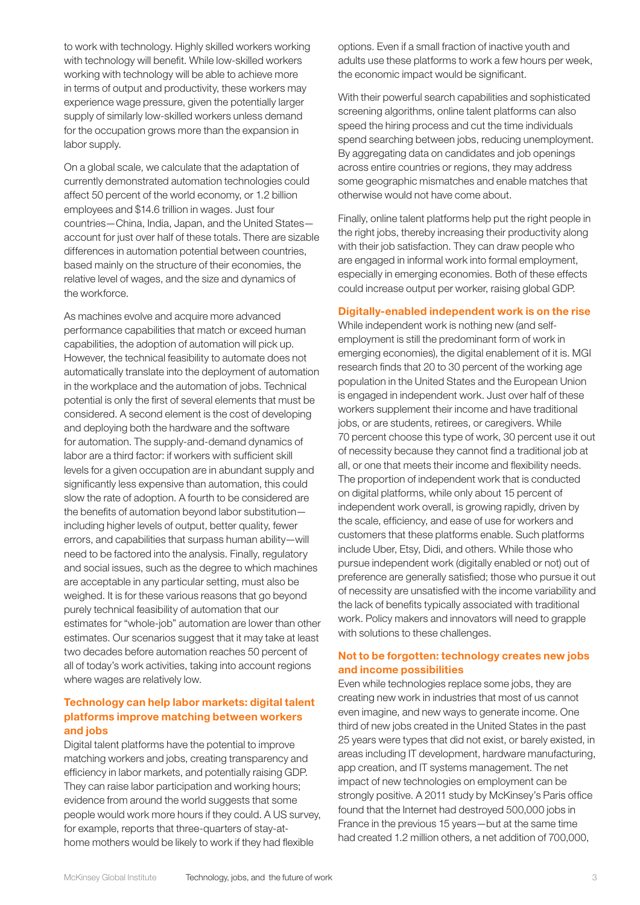to work with technology. Highly skilled workers working with technology will benefit. While low-skilled workers working with technology will be able to achieve more in terms of output and productivity, these workers may experience wage pressure, given the potentially larger supply of similarly low-skilled workers unless demand for the occupation grows more than the expansion in labor supply.

On a global scale, we calculate that the adaptation of currently demonstrated automation technologies could affect 50 percent of the world economy, or 1.2 billion employees and $14.6 trillion in wages. Just four countries—China, India, Japan, and the United States—account for just over half of these totals. There are sizable differences in automation potential between countries, based mainly on the structure of their economies, the relative level of wages, and the size and dynamics of the workforce.

As machines evolve and acquire more advanced performance capabilities that match or exceed human capabilities, the adoption of automation will pick up. However, the technical feasibility to automate does not automatically translate into the deployment of automation in the workplace and the automation of jobs. Technical potential is only the first of several elements that must be considered. A second element is the cost of developing and deploying both the hardware and the software for automation. The supply-and-demand dynamics of labor are a third factor: if workers with sufficient skill levels for a given occupation are in abundant supply and significantly less expensive than automation, this could slow the rate of adoption. A fourth to be considered are the benefits of automation beyond labor substitution—including higher levels of output, better quality, fewer errors, and capabilities that surpass human ability—will need to be factored into the analysis. Finally, regulatory and social issues, such as the degree to which machines are acceptable in any particular setting, must also be weighed. It is for these various reasons that go beyond purely technical feasibility of automation that our estimates for "whole-job" automation are lower than other estimates. Our scenarios suggest that it may take at least two decades before automation reaches 50 percent of all of today's work activities, taking into account regions where wages are relatively low.

### Technology can help labor markets: digital talent platforms improve matching between workers and jobs

Digital talent platforms have the potential to improve matching workers and jobs, creating transparency and efficiency in labor markets, and potentially raising GDP. They can raise labor participation and working hours; evidence from around the world suggests that some people would work more hours if they could. A US survey, for example, reports that three-quarters of stay-at-home mothers would be likely to work if they had flexible options. Even if a small fraction of inactive youth and adults use these platforms to work a few hours per week, the economic impact would be significant.

With their powerful search capabilities and sophisticated screening algorithms, online talent platforms can also speed the hiring process and cut the time individuals spend searching between jobs, reducing unemployment. By aggregating data on candidates and job openings across entire countries or regions, they may address some geographic mismatches and enable matches that otherwise would not have come about.

Finally, online talent platforms help put the right people in the right jobs, thereby increasing their productivity along with their job satisfaction. They can draw people who are engaged in informal work into formal employment, especially in emerging economies. Both of these effects could increase output per worker, raising global GDP.

### Digitally-enabled independent work is on the rise

While independent work is nothing new (and self-employment is still the predominant form of work in emerging economies), the digital enablement of it is. MGI research finds that 20 to 30 percent of the working age population in the United States and the European Union is engaged in independent work. Just over half of these workers supplement their income and have traditional jobs, or are students, retirees, or caregivers. While 70 percent choose this type of work, 30 percent use it out of necessity because they cannot find a traditional job at all, or one that meets their income and flexibility needs. The proportion of independent work that is conducted on digital platforms, while only about 15 percent of independent work overall, is growing rapidly, driven by the scale, efficiency, and ease of use for workers and customers that these platforms enable. Such platforms include Uber, Etsy, Didi, and others. While those who pursue independent work (digitally enabled or not) out of preference are generally satisfied; those who pursue it out of necessity are unsatisfied with the income variability and the lack of benefits typically associated with traditional work. Policy makers and innovators will need to grapple with solutions to these challenges.

### Not to be forgotten: technology creates new jobs and income possibilities

Even while technologies replace some jobs, they are creating new work in industries that most of us cannot even imagine, and new ways to generate income. One third of new jobs created in the United States in the past 25 years were types that did not exist, or barely existed, in areas including IT development, hardware manufacturing, app creation, and IT systems management. The net impact of new technologies on employment can be strongly positive. A 2011 study by McKinsey's Paris office found that the Internet had destroyed 500,000 jobs in France in the previous 15 years—but at the same time had created 1.2 million others, a net addition of 700,000,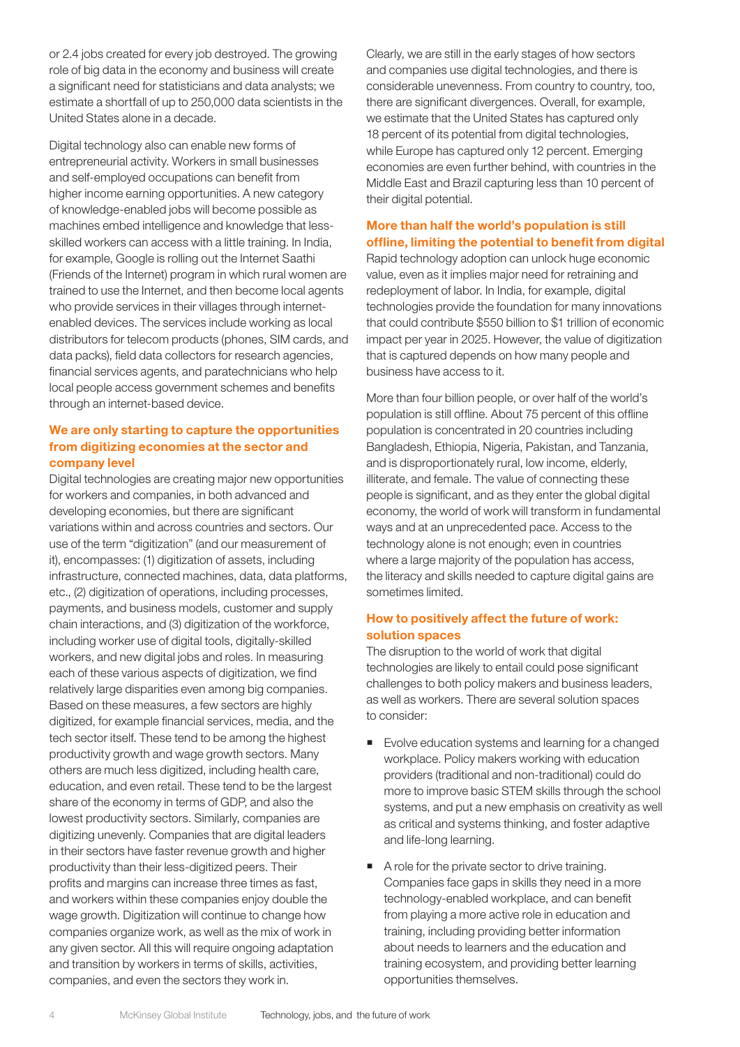or 2.4 jobs created for every job destroyed. The growing role of big data in the economy and business will create a significant need for statisticians and data analysts; we estimate a shortfall of up to 250,000 data scientists in the United States alone in a decade.

Digital technology also can enable new forms of entrepreneurial activity. Workers in small businesses and self-employed occupations can benefit from higher income earning opportunities. A new category of knowledge-enabled jobs will become possible as machines embed intelligence and knowledge that less-skilled workers can access with a little training. In India, for example, Google is rolling out the Internet Saathi (Friends of the Internet) program in which rural women are trained to use the Internet, and then become local agents who provide services in their villages through internet-enabled devices. The services include working as local distributors for telecom products (phones, SIM cards, and data packs), field data collectors for research agencies, financial services agents, and paratechnicians who help local people access government schemes and benefits through an internet-based device.

### We are only starting to capture the opportunities from digitizing economies at the sector and company level

Digital technologies are creating major new opportunities for workers and companies, in both advanced and developing economies, but there are significant variations within and across countries and sectors. Our use of the term "digitization" (and our measurement of it), encompasses: (1) digitization of assets, including infrastructure, connected machines, data, data platforms, etc., (2) digitization of operations, including processes, payments, and business models, customer and supply chain interactions, and (3) digitization of the workforce, including worker use of digital tools, digitally-skilled workers, and new digital jobs and roles. In measuring each of these various aspects of digitization, we find relatively large disparities even among big companies. Based on these measures, a few sectors are highly digitized, for example financial services, media, and the tech sector itself. These tend to be among the highest productivity growth and wage growth sectors. Many others are much less digitized, including health care, education, and even retail. These tend to be the largest share of the economy in terms of GDP, and also the lowest productivity sectors. Similarly, companies are digitizing unevenly. Companies that are digital leaders in their sectors have faster revenue growth and higher productivity than their less-digitized peers. Their profits and margins can increase three times as fast, and workers within these companies enjoy double the wage growth. Digitization will continue to change how companies organize work, as well as the mix of work in any given sector. All this will require ongoing adaptation and transition by workers in terms of skills, activities, companies, and even the sectors they work in.

Clearly, we are still in the early stages of how sectors and companies use digital technologies, and there is considerable unevenness. From country to country, too, there are significant divergences. Overall, for example, we estimate that the United States has captured only 18 percent of its potential from digital technologies, while Europe has captured only 12 percent. Emerging economies are even further behind, with countries in the Middle East and Brazil capturing less than 10 percent of their digital potential.

### More than half the world's population is still offline, limiting the potential to benefit from digital

Rapid technology adoption can unlock huge economic value, even as it implies major need for retraining and redeployment of labor. In India, for example, digital technologies provide the foundation for many innovations that could contribute $550 billion to $1 trillion of economic impact per year in 2025. However, the value of digitization that is captured depends on how many people and business have access to it.

More than four billion people, or over half of the world's population is still offline. About 75 percent of this offline population is concentrated in 20 countries including Bangladesh, Ethiopia, Nigeria, Pakistan, and Tanzania, and is disproportionately rural, low income, elderly, illiterate, and female. The value of connecting these people is significant, and as they enter the global digital economy, the world of work will transform in fundamental ways and at an unprecedented pace. Access to the technology alone is not enough; even in countries where a large majority of the population has access, the literacy and skills needed to capture digital gains are sometimes limited.

### How to positively affect the future of work: solution spaces

The disruption to the world of work that digital technologies are likely to entail could pose significant challenges to both policy makers and business leaders, as well as workers. There are several solution spaces to consider:

- Evolve education systems and learning for a changed workplace. Policy makers working with education providers (traditional and non-traditional) could do more to improve basic STEM skills through the school systems, and put a new emphasis on creativity as well as critical and systems thinking, and foster adaptive and life-long learning.

- A role for the private sector to drive training. Companies face gaps in skills they need in a more technology-enabled workplace, and can benefit from playing a more active role in education and training, including providing better information about needs to learners and the education and training ecosystem, and providing better learning opportunities themselves.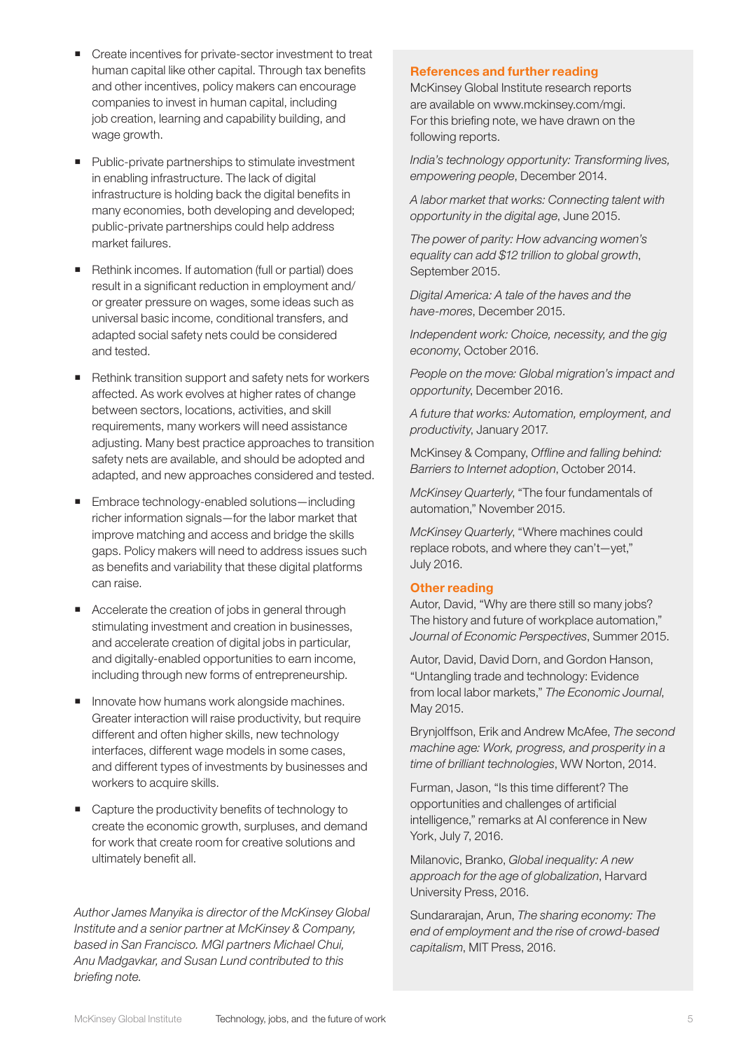- Create incentives for private-sector investment to treat human capital like other capital. Through tax benefits and other incentives, policy makers can encourage companies to invest in human capital, including job creation, learning and capability building, and wage growth.

- Public-private partnerships to stimulate investment in enabling infrastructure. The lack of digital infrastructure is holding back the digital benefits in many economies, both developing and developed; public-private partnerships could help address market failures.

- Rethink incomes. If automation (full or partial) does result in a significant reduction in employment and/or greater pressure on wages, some ideas such as universal basic income, conditional transfers, and adapted social safety nets could be considered and tested.

- Rethink transition support and safety nets for workers affected. As work evolves at higher rates of change between sectors, locations, activities, and skill requirements, many workers will need assistance adjusting. Many best practice approaches to transition safety nets are available, and should be adopted and adapted, and new approaches considered and tested.

- Embrace technology-enabled solutions—including richer information signals—for the labor market that improve matching and access and bridge the skills gaps. Policy makers will need to address issues such as benefits and variability that these digital platforms can raise.

- Accelerate the creation of jobs in general through stimulating investment and creation in businesses, and accelerate creation of digital jobs in particular, and digitally-enabled opportunities to earn income, including through new forms of entrepreneurship.

- Innovate how humans work alongside machines. Greater interaction will raise productivity, but require different and often higher skills, new technology interfaces, different wage models in some cases, and different types of investments by businesses and workers to acquire skills.

- Capture the productivity benefits of technology to create the economic growth, surpluses, and demand for work that create room for creative solutions and ultimately benefit all.

*Author James Manyika is director of the McKinsey Global Institute and a senior partner at McKinsey & Company, based in San Francisco. MGI partners Michael Chui, Anu Madgavkar, and Susan Lund contributed to this briefing note.*

## References and further reading

McKinsey Global Institute research reports are available on www.mckinsey.com/mgi. For this briefing note, we have drawn on the following reports.

*India's technology opportunity: Transforming lives, empowering people*, December 2014.

*A labor market that works: Connecting talent with opportunity in the digital age*, June 2015.

*The power of parity: How advancing women's equality can add $12 trillion to global growth*, September 2015.

*Digital America: A tale of the haves and the have-mores*, December 2015.

*Independent work: Choice, necessity, and the gig economy*, October 2016.

*People on the move: Global migration's impact and opportunity*, December 2016.

*A future that works: Automation, employment, and productivity*, January 2017.

McKinsey & Company, *Offline and falling behind: Barriers to Internet adoption*, October 2014.

*McKinsey Quarterly*, "The four fundamentals of automation," November 2015.

*McKinsey Quarterly*, "Where machines could replace robots, and where they can't—yet," July 2016.

## Other reading

Autor, David, "Why are there still so many jobs? The history and future of workplace automation," *Journal of Economic Perspectives*, Summer 2015.

Autor, David, David Dorn, and Gordon Hanson, "Untangling trade and technology: Evidence from local labor markets," *The Economic Journal*, May 2015.

Brynjolffson, Erik and Andrew McAfee, *The second machine age: Work, progress, and prosperity in a time of brilliant technologies*, WW Norton, 2014.

Furman, Jason, "Is this time different? The opportunities and challenges of artificial intelligence," remarks at AI conference in New York, July 7, 2016.

Milanovic, Branko, *Global inequality: A new approach for the age of globalization*, Harvard University Press, 2016.

Sundararajan, Arun, *The sharing economy: The end of employment and the rise of crowd-based capitalism*, MIT Press, 2016.